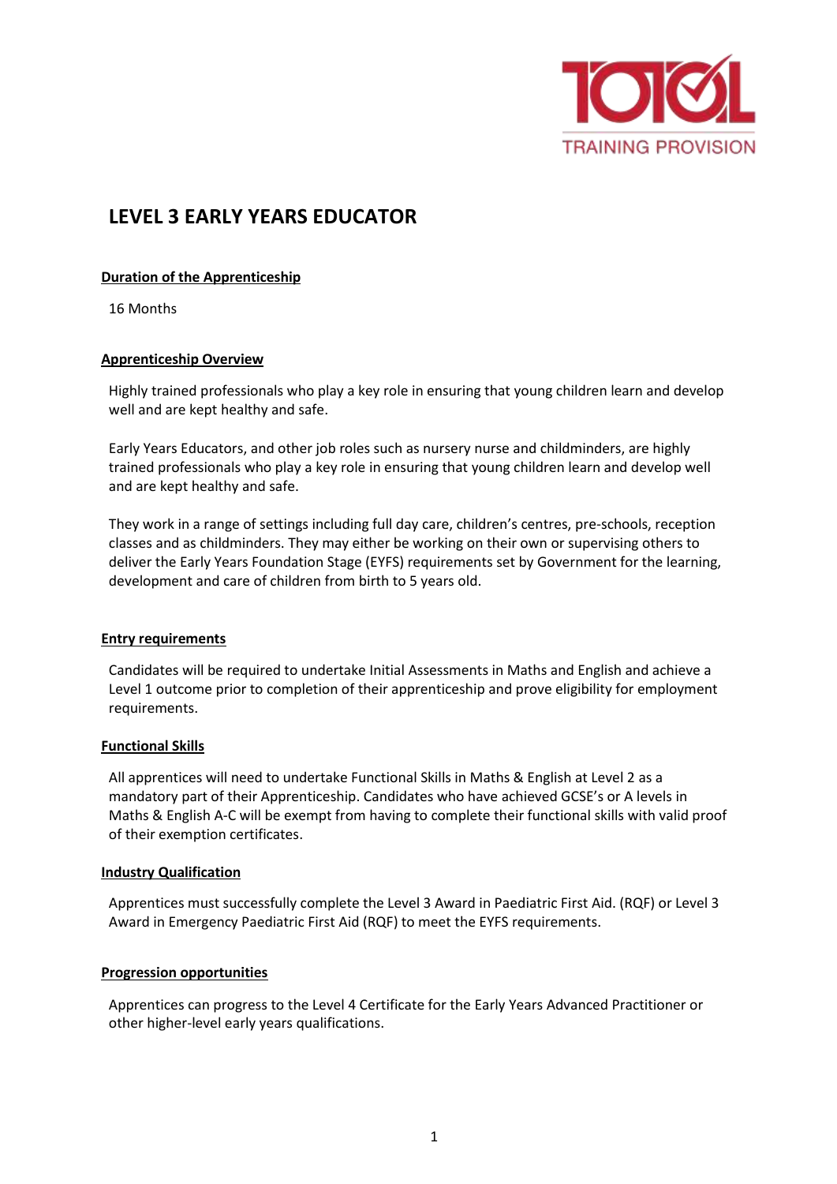# LEVEL 3 EARLY YEARS EDUCATOR

## Duration of the Apprenticeship

16 Months

## Apprenticeship Overview

Highly trained professionals who play a key role in ensuring that young children learn and develop well and are kept healthy and safe.

Early Years Educators, and other job roles such as nursery nurse and childminders, are highly trained professionals who play a key role in ensuring that young children learn and develop well and are kept healthy and safe.

They work in a range of settings including full day care, children's centres, pre-schools, reception classes and as childminders. They may either be working on their own or supervising others to deliver the Early Years Foundation Stage (EYFS) requirements set by Government for the learning, development and care of children from birth to 5 years old.

## Entry requirements

Candidates will be required to undertake Initial Assessments in Maths and English and achieve a Level 1 outcome prior to completion of their apprenticeship and prove eligibility for employment requirements.

## Functional Skills

All apprentices will need to undertake Functional Skills in Maths & English at Level 2 as a mandatory part of their Apprenticeship. Candidates who have achieved GCSE's or A levels in Maths & English A-C will be exempt from having to complete their functional skills with valid proof of their exemption certificates.

## Industry Qualification

Apprentices must successfully complete the Level 3 Award in Paediatric First Aid. (RQF) or Level 3 Award in Emergency Paediatric First Aid (RQF) to meet the EYFS requirements.

## Progression opportunities

Apprentices can progress to the Level 4 Certificate for the Early Years Advanced Practitioner or other higher-level early years qualifications.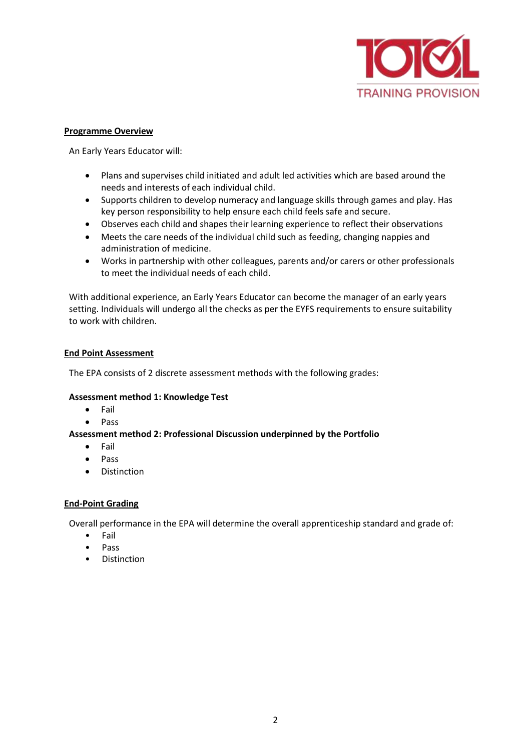## Programme Overview

An Early Years Educator will:

- Plans and supervises child initiated and adult led activities which are based around the needs and interests of each individual child.
- Supports children to develop numeracy and language skills through games and play. Has key person responsibility to help ensure each child feels safe and secure.
- Observes each child and shapes their learning experience to reflect their observations
- Meets the care needs of the individual child such as feeding, changing nappies and administration of medicine.
- Works in partnership with other colleagues, parents and/or carers or other professionals to meet the individual needs of each child.

With additional experience, an Early Years Educator can become the manager of an early years setting. Individuals will undergo all the checks as per the EYFS requirements to ensure suitability to work with children.

## End Point Assessment

The EPA consists of 2 discrete assessment methods with the following grades:

**Assessment method 1: Knowledge Test**

- Fail
- Pass

**Assessment method 2: Professional Discussion underpinned by the Portfolio**

- Fail
- Pass
- Distinction

## End-Point Grading

Overall performance in the EPA will determine the overall apprenticeship standard and grade of:

- Fail
- Pass
- Distinction